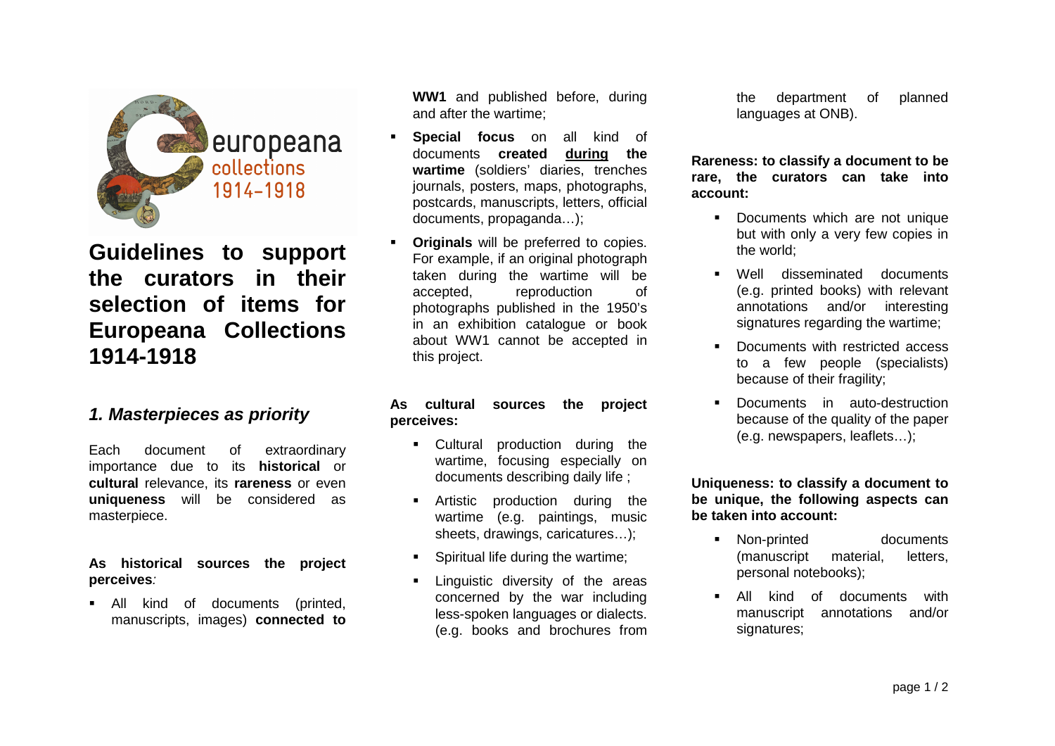# Guidelines to support the curators in their selection of items for Europeana Collections 1914-1918

## *1. Masterpieces as priority*

Each document of extraordinary importance due to its **historical** or **cultural** relevance, its **rareness** or even **uniqueness** will be considered as masterpiece.

**As historical sources the project perceives***:*

- All kind of documents (printed, manuscripts, images) **connected to WW1** and published before, during and after the wartime;
- **Special focus** on all kind of documents **created <u>during</u> the wartime** (soldiers' diaries, trenches journals, posters, maps, photographs, postcards, manuscripts, letters, official documents, propaganda…);
- **Originals** will be preferred to copies. For example, if an original photograph taken during the wartime will be accepted, reproduction of photographs published in the 1950's in an exhibition catalogue or book about WW1 cannot be accepted in this project.

**As cultural sources the project perceives:**

- Cultural production during the wartime, focusing especially on documents describing daily life ;
- Artistic production during the wartime (e.g. paintings, music sheets, drawings, caricatures…);
- Spiritual life during the wartime;
- Linguistic diversity of the areas concerned by the war including less-spoken languages or dialects. (e.g. books and brochures from the department of planned languages at ONB).

**Rareness: to classify a document to be rare, the curators can take into account:**

- Documents which are not unique but with only a very few copies in the world;
- Well disseminated documents (e.g. printed books) with relevant annotations and/or interesting signatures regarding the wartime;
- Documents with restricted access to a few people (specialists) because of their fragility;
- Documents in auto-destruction because of the quality of the paper (e.g. newspapers, leaflets…);

**Uniqueness: to classify a document to be unique, the following aspects can be taken into account:**

- Non-printed documents (manuscript material, letters, personal notebooks);
- All kind of documents with manuscript annotations and/or signatures;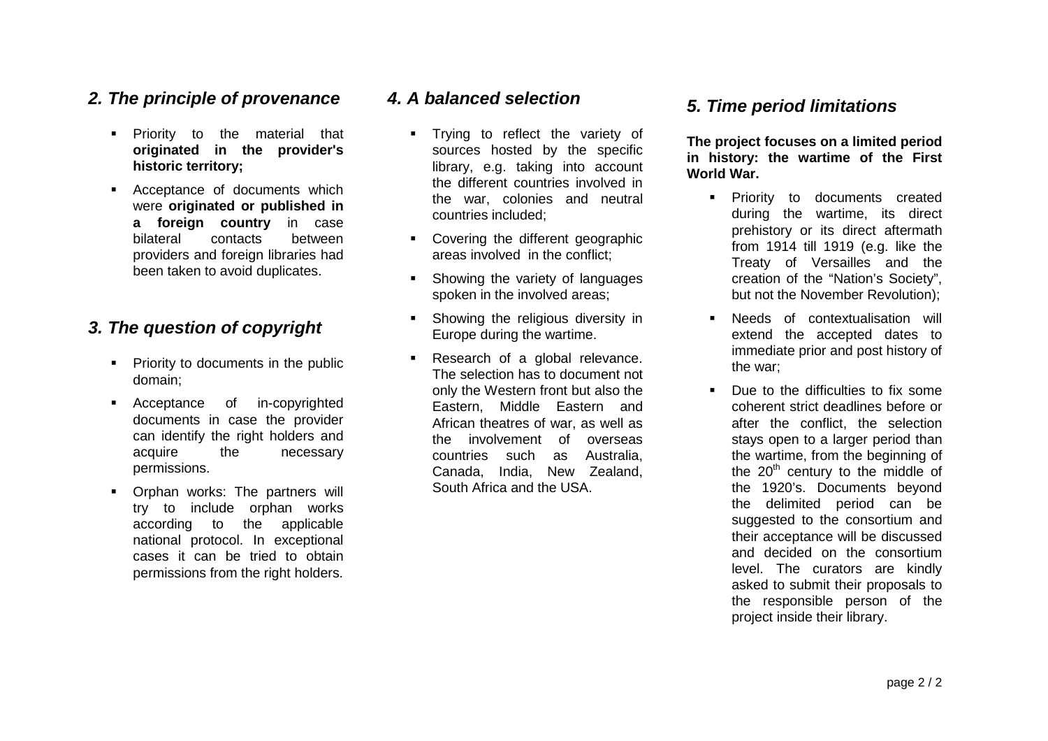## *2. The principle of provenance*

- Priority to the material that **originated in the provider's historic territory;**
- Acceptance of documents which were **originated or published in a foreign country** in case bilateral contacts between providers and foreign libraries had been taken to avoid duplicates.

## *3. The question of copyright*

- Priority to documents in the public domain;
- Acceptance of in-copyrighted documents in case the provider can identify the right holders and acquire the necessary permissions.
- Orphan works: The partners will try to include orphan works according to the applicable national protocol. In exceptional cases it can be tried to obtain permissions from the right holders.

## *4. A balanced selection*

- Trying to reflect the variety of sources hosted by the specific library, e.g. taking into account the different countries involved in the war, colonies and neutral countries included;
- Covering the different geographic areas involved in the conflict;
- Showing the variety of languages spoken in the involved areas;
- Showing the religious diversity in Europe during the wartime.
- Research of a global relevance. The selection has to document not only the Western front but also the Eastern, Middle Eastern and African theatres of war, as well as the involvement of overseas countries such as Australia, Canada, India, New Zealand, South Africa and the USA.

## *5. Time period limitations*

**The project focuses on a limited period in history: the wartime of the First World War.**

- Priority to documents created during the wartime, its direct prehistory or its direct aftermath from 1914 till 1919 (e.g. like the Treaty of Versailles and the creation of the "Nation's Society", but not the November Revolution);
- Needs of contextualisation will extend the accepted dates to immediate prior and post history of the war;
- Due to the difficulties to fix some coherent strict deadlines before or after the conflict, the selection stays open to a larger period than the wartime, from the beginning of the 20th century to the middle of the 1920's. Documents beyond the delimited period can be suggested to the consortium and their acceptance will be discussed and decided on the consortium level. The curators are kindly asked to submit their proposals to the responsible person of the project inside their library.